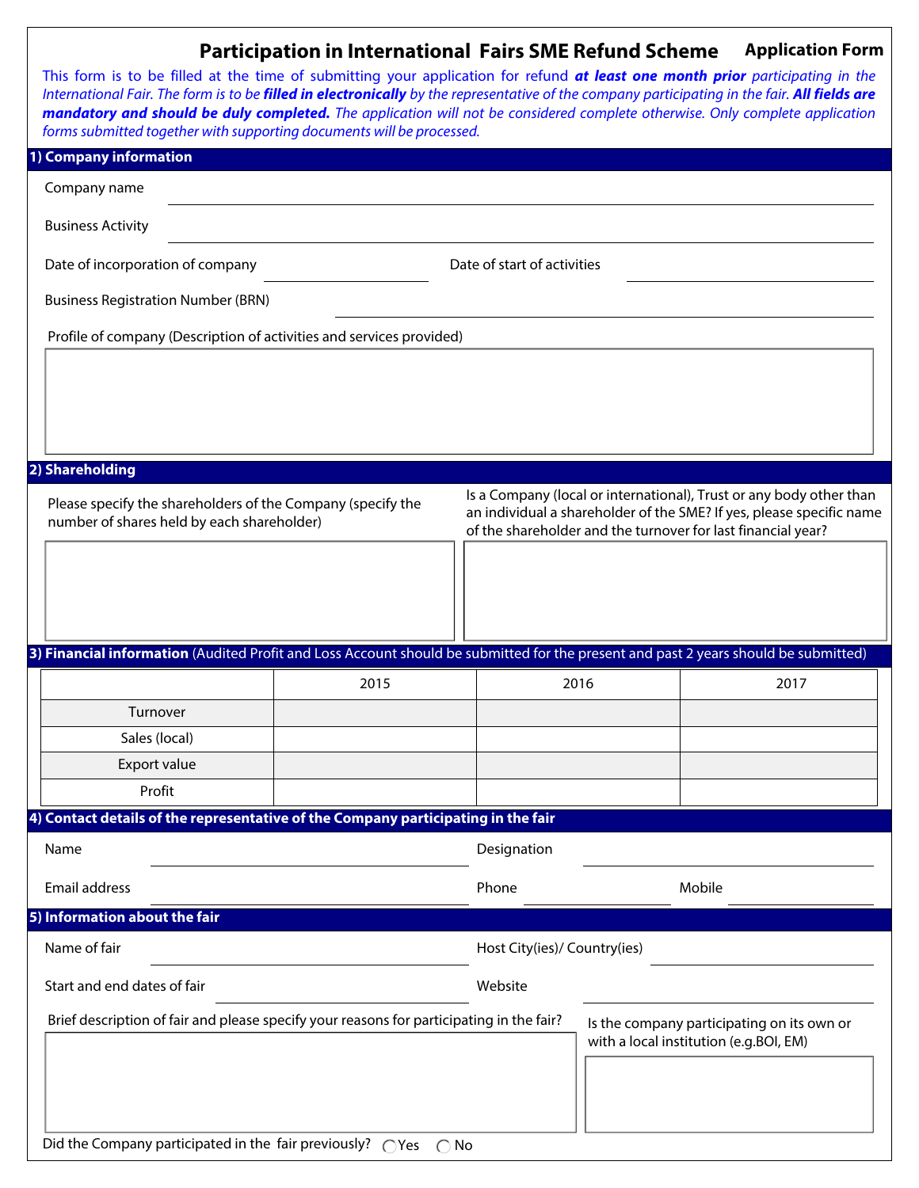# Participation in International Fairs SME Refund Scheme

**Application Form**

*This form is to be filled at the time of submitting your application for refund* ***at least one month prior*** *participating in the International Fair. The form is to be* ***filled in electronically*** *by the representative of the company participating in the fair.* ***All fields are mandatory and should be duly completed.*** *The application will not be considered complete otherwise. Only complete application forms submitted together with supporting documents will be processed.*

## 1) Company information

Company name

Business Activity

Date of incorporation of company

Date of start of activities

Business Registration Number (BRN)

Profile of company (Description of activities and services provided)

## 2) Shareholding

Please specify the shareholders of the Company (specify the number of shares held by each shareholder)

Is a Company (local or international), Trust or any body other than an individual a shareholder of the SME? If yes, please specific name of the shareholder and the turnover for last financial year?

## 3) Financial information (Audited Profit and Loss Account should be submitted for the present and past 2 years should be submitted)

| | 2015 | 2016 | 2017 |
|---|---|---|---|
| Turnover | | | |
| Sales (local) | | | |
| Export value | | | |
| Profit | | | |

## 4) Contact details of the representative of the Company participating in the fair

Name

Designation

Email address

Phone

Mobile

## 5) Information about the fair

Name of fair

Host City(ies)/ Country(ies)

Start and end dates of fair

Website

Brief description of fair and please specify your reasons for participating in the fair?

Is the company participating on its own or with a local institution (e.g.BOI, EM)

Did the Company participated in the fair previously? ◯ Yes ◯ No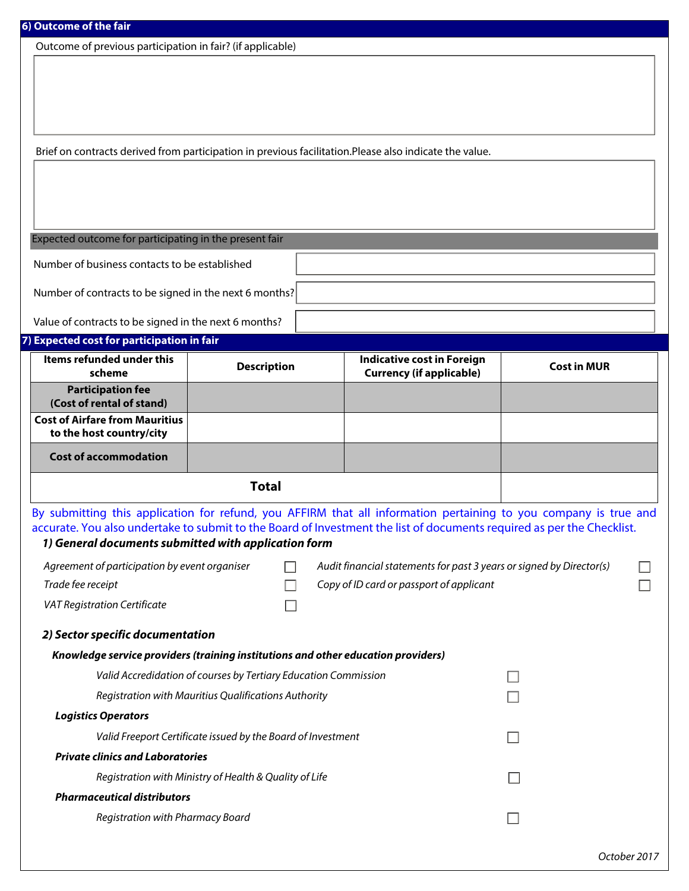## 6) Outcome of the fair

Outcome of previous participation in fair? (if applicable)

Brief on contracts derived from participation in previous facilitation.Please also indicate the value.

### Expected outcome for participating in the present fair

| | |
|---|---|
| Number of business contacts to be established | |
| Number of contracts to be signed in the next 6 months? | |
| Value of contracts to be signed in the next 6 months? | |

## 7) Expected cost for participation in fair

| Items refunded under this scheme | Description | Indicative cost in Foreign Currency (if applicable) | Cost in MUR |
|---|---|---|---|
| **Participation fee (Cost of rental of stand)** | | | |
| **Cost of Airfare from Mauritius to the host country/city** | | | |
| **Cost of accommodation** | | | |
| **Total** | | | |

By submitting this application for refund, you AFFIRM that all information pertaining to you company is true and accurate. You also undertake to submit to the Board of Investment the list of documents required as per the Checklist.

***1) General documents submitted with application form***

- *Agreement of participation by event organiser* ☐
- *Trade fee receipt* ☐
- *VAT Registration Certificate* ☐
- *Audit financial statements for past 3 years or signed by Director(s)* ☐
- *Copy of ID card or passport of applicant* ☐

***2) Sector specific documentation***

***Knowledge service providers (training institutions and other education providers)***

- *Valid Accredidation of courses by Tertiary Education Commission* ☐
- *Registration with Mauritius Qualifications Authority* ☐

***Logistics Operators***

- *Valid Freeport Certificate issued by the Board of Investment* ☐

***Private clinics and Laboratories***

- *Registration with Ministry of Health & Quality of Life* ☐

***Pharmaceutical distributors***

- *Registration with Pharmacy Board* ☐

*October 2017*